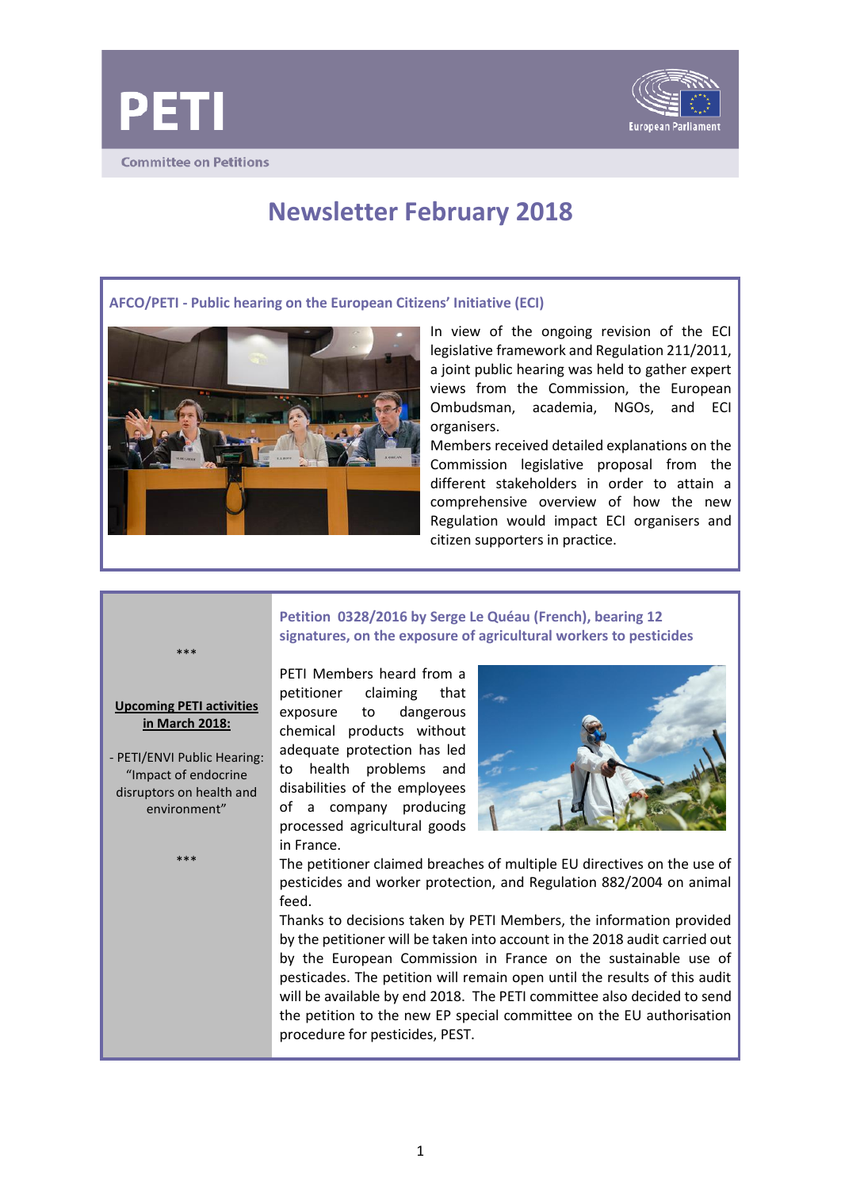# PETI

Committee on Petitions

# Newsletter February 2018

## AFCO/PETI - Public hearing on the European Citizens' Initiative (ECI)

In view of the ongoing revision of the ECI legislative framework and Regulation 211/2011, a joint public hearing was held to gather expert views from the Commission, the European Ombudsman, academia, NGOs, and ECI organisers.

Members received detailed explanations on the Commission legislative proposal from the different stakeholders in order to attain a comprehensive overview of how the new Regulation would impact ECI organisers and citizen supporters in practice.

## Petition 0328/2016 by Serge Le Quéau (French), bearing 12 signatures, on the exposure of agricultural workers to pesticides

PETI Members heard from a petitioner claiming that exposure to dangerous chemical products without adequate protection has led to health problems and disabilities of the employees of a company producing processed agricultural goods in France.

The petitioner claimed breaches of multiple EU directives on the use of pesticides and worker protection, and Regulation 882/2004 on animal feed.

Thanks to decisions taken by PETI Members, the information provided by the petitioner will be taken into account in the 2018 audit carried out by the European Commission in France on the sustainable use of pestecades. The petition will remain open until the results of this audit will be available by end 2018. The PETI committee also decided to send the petition to the new EP special committee on the EU authorisation procedure for pesticides, PEST.

***

**Upcoming PETI activities in March 2018:**

- PETI/ENVI Public Hearing: "Impact of endocrine disruptors on health and environment"

***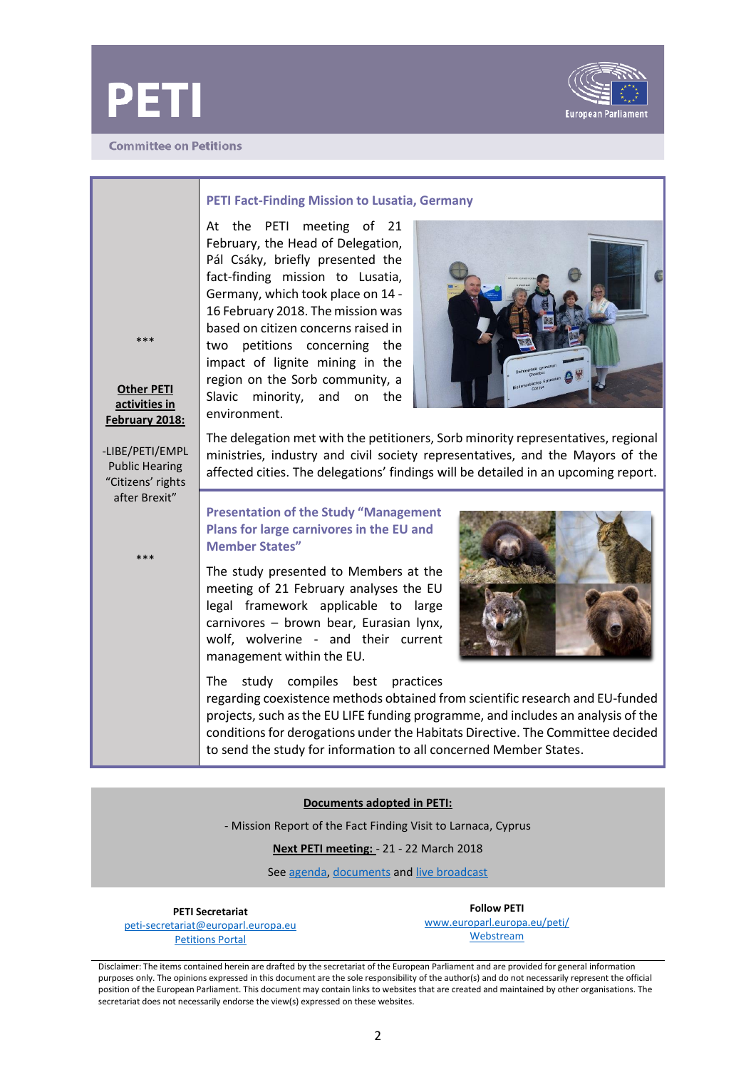# PETI

European Parliament

Committee on Petitions

## PETI Fact-Finding Mission to Lusatia, Germany

At the PETI meeting of 21 February, the Head of Delegation, Pál Csáky, briefly presented the fact-finding mission to Lusatia, Germany, which took place on 14 - 16 February 2018. The mission was based on citizen concerns raised in two petitions concerning the impact of lignite mining in the region on the Sorb community, a Slavic minority, and on the environment.

The delegation met with the petitioners, Sorb minority representatives, regional ministries, industry and civil society representatives, and the Mayors of the affected cities. The delegations' findings will be detailed in an upcoming report.

## Presentation of the Study "Management Plans for large carnivores in the EU and Member States"

The study presented to Members at the meeting of 21 February analyses the EU legal framework applicable to large carnivores – brown bear, Eurasian lynx, wolf, wolverine - and their current management within the EU.

The study compiles best practices regarding coexistence methods obtained from scientific research and EU-funded projects, such as the EU LIFE funding programme, and includes an analysis of the conditions for derogations under the Habitats Directive. The Committee decided to send the study for information to all concerned Member States.

\*\*\*

**Other PETI activities in February 2018:**

-LIBE/PETI/EMPL Public Hearing "Citizens' rights after Brexit"

\*\*\*

**Documents adopted in PETI:**

- Mission Report of the Fact Finding Visit to Larnaca, Cyprus

**Next PETI meeting:** - 21 - 22 March 2018

See agenda, documents and live broadcast

**PETI Secretariat**
peti-secretariat@europarl.europa.eu
Petitions Portal

**Follow PETI**
www.europarl.europa.eu/peti/
Webstream

Disclaimer: The items contained herein are drafted by the secretariat of the European Parliament and are provided for general information purposes only. The opinions expressed in this document are the sole responsibility of the author(s) and do not necessarily represent the official position of the European Parliament. This document may contain links to websites that are created and maintained by other organisations. The secretariat does not necessarily endorse the view(s) expressed on these websites.